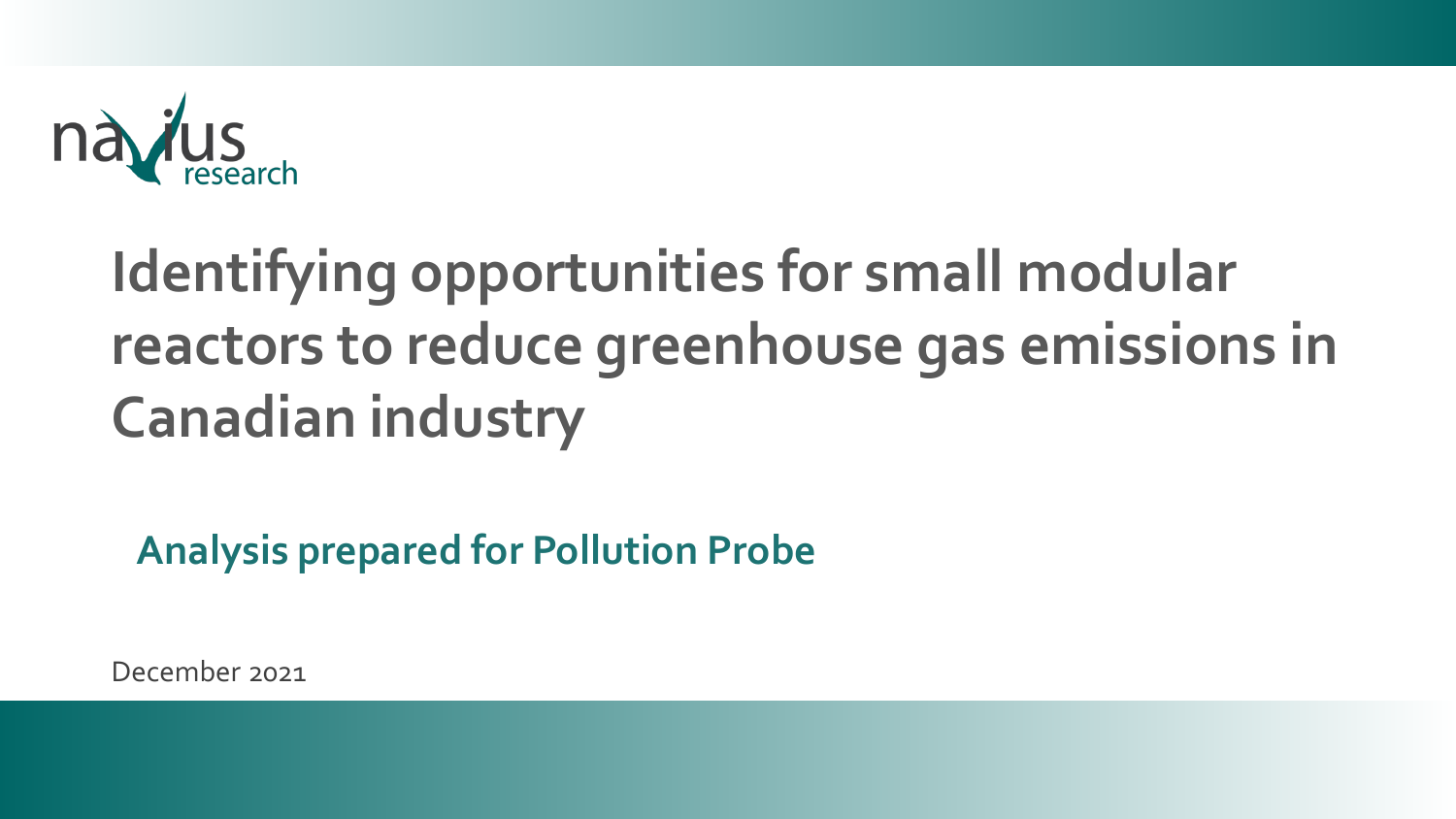navius research

# Identifying opportunities for small modular reactors to reduce greenhouse gas emissions in Canadian industry

## Analysis prepared for Pollution Probe

December 2021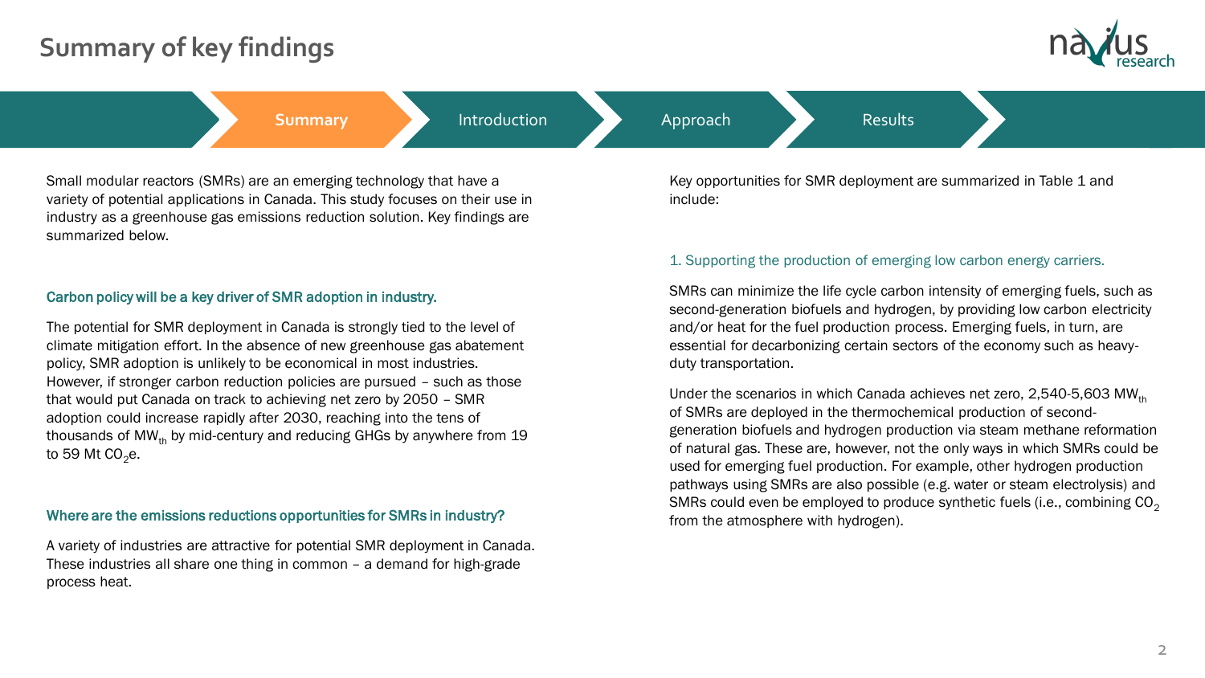# Summary of key findings

Summary | Introduction | Approach | Results

Small modular reactors (SMRs) are an emerging technology that have a variety of potential applications in Canada. This study focuses on their use in industry as a greenhouse gas emissions reduction solution. Key findings are summarized below.

### Carbon policy will be a key driver of SMR adoption in industry.

The potential for SMR deployment in Canada is strongly tied to the level of climate mitigation effort. In the absence of new greenhouse gas abatement policy, SMR adoption is unlikely to be economical in most industries. However, if stronger carbon reduction policies are pursued – such as those that would put Canada on track to achieving net zero by 2050 – SMR adoption could increase rapidly after 2030, reaching into the tens of thousands of $MW_{th}$ by mid-century and reducing GHGs by anywhere from 19 to 59 Mt $CO_2e$.

### Where are the emissions reductions opportunities for SMRs in industry?

A variety of industries are attractive for potential SMR deployment in Canada. These industries all share one thing in common – a demand for high-grade process heat.

Key opportunities for SMR deployment are summarized in Table 1 and include:

#### 1. Supporting the production of emerging low carbon energy carriers.

SMRs can minimize the life cycle carbon intensity of emerging fuels, such as second-generation biofuels and hydrogen, by providing low carbon electricity and/or heat for the fuel production process. Emerging fuels, in turn, are essential for decarbonizing certain sectors of the economy such as heavy-duty transportation.

Under the scenarios in which Canada achieves net zero, 2,540-5,603 $MW_{th}$ of SMRs are deployed in the thermochemical production of second-generation biofuels and hydrogen production via steam methane reformation of natural gas. These are, however, not the only ways in which SMRs could be used for emerging fuel production. For example, other hydrogen production pathways using SMRs are also possible (e.g. water or steam electrolysis) and SMRs could even be employed to produce synthetic fuels (i.e., combining $CO_2$ from the atmosphere with hydrogen).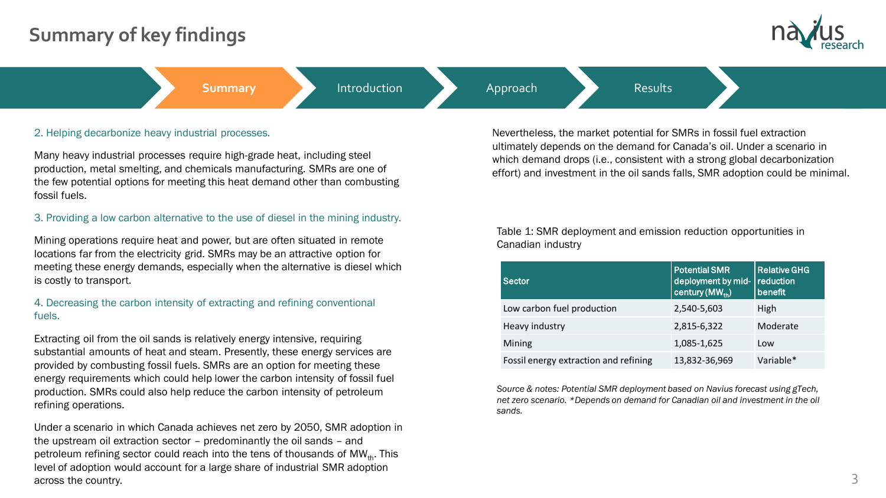# Summary of key findings

2. Helping decarbonize heavy industrial processes.

Many heavy industrial processes require high-grade heat, including steel production, metal smelting, and chemicals manufacturing. SMRs are one of the few potential options for meeting this heat demand other than combusting fossil fuels.

3. Providing a low carbon alternative to the use of diesel in the mining industry.

Mining operations require heat and power, but are often situated in remote locations far from the electricity grid. SMRs may be an attractive option for meeting these energy demands, especially when the alternative is diesel which is costly to transport.

4. Decreasing the carbon intensity of extracting and refining conventional fuels.

Extracting oil from the oil sands is relatively energy intensive, requiring substantial amounts of heat and steam. Presently, these energy services are provided by combusting fossil fuels. SMRs are an option for meeting these energy requirements which could help lower the carbon intensity of fossil fuel production. SMRs could also help reduce the carbon intensity of petroleum refining operations.

Under a scenario in which Canada achieves net zero by 2050, SMR adoption in the upstream oil extraction sector – predominantly the oil sands – and petroleum refining sector could reach into the tens of thousands of $MW_{th}$. This level of adoption would account for a large share of industrial SMR adoption across the country.

Nevertheless, the market potential for SMRs in fossil fuel extraction ultimately depends on the demand for Canada's oil. Under a scenario in which demand drops (i.e., consistent with a strong global decarbonization effort) and investment in the oil sands falls, SMR adoption could be minimal.

Table 1: SMR deployment and emission reduction opportunities in Canadian industry

| Sector | Potential SMR deployment by mid-century ($MW_{th}$) | Relative GHG reduction benefit |
|---|---|---|
| Low carbon fuel production | 2,540-5,603 | High |
| Heavy industry | 2,815-6,322 | Moderate |
| Mining | 1,085-1,625 | Low |
| Fossil energy extraction and refining | 13,832-36,969 | Variable* |

*Source & notes: Potential SMR deployment based on Navius forecast using gTech, net zero scenario. *Depends on demand for Canadian oil and investment in the oil sands.*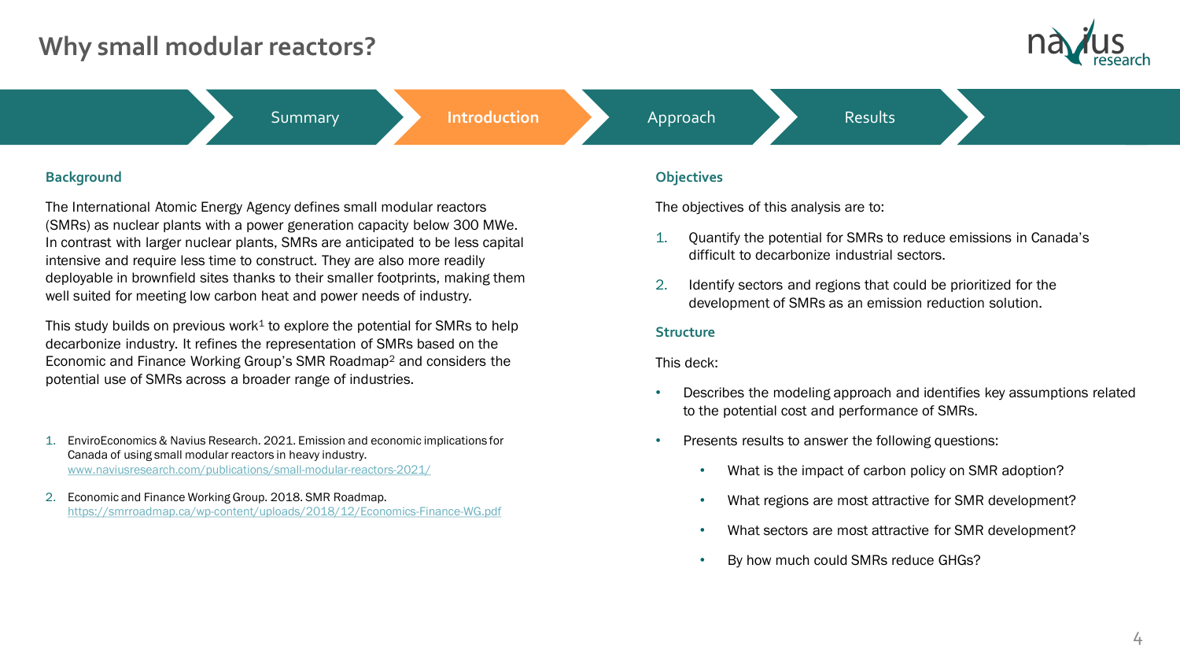# Why small modular reactors?

Summary | **Introduction** | Approach | Results

## Background

The International Atomic Energy Agency defines small modular reactors (SMRs) as nuclear plants with a power generation capacity below 300 MWe. In contrast with larger nuclear plants, SMRs are anticipated to be less capital intensive and require less time to construct. They are also more readily deployable in brownfield sites thanks to their smaller footprints, making them well suited for meeting low carbon heat and power needs of industry.

This study builds on previous work[1] to explore the potential for SMRs to help decarbonize industry. It refines the representation of SMRs based on the Economic and Finance Working Group's SMR Roadmap[2] and considers the potential use of SMRs across a broader range of industries.

1. EnviroEconomics & Navius Research. 2021. Emission and economic implications for Canada of using small modular reactors in heavy industry. www.naviusresearch.com/publications/small-modular-reactors-2021/
2. Economic and Finance Working Group. 2018. SMR Roadmap. https://smrroadmap.ca/wp-content/uploads/2018/12/Economics-Finance-WG.pdf

## Objectives

The objectives of this analysis are to:

1. Quantify the potential for SMRs to reduce emissions in Canada's difficult to decarbonize industrial sectors.
2. Identify sectors and regions that could be prioritized for the development of SMRs as an emission reduction solution.

## Structure

This deck:

- Describes the modeling approach and identifies key assumptions related to the potential cost and performance of SMRs.
- Presents results to answer the following questions:
  - What is the impact of carbon policy on SMR adoption?
  - What regions are most attractive for SMR development?
  - What sectors are most attractive for SMR development?
  - By how much could SMRs reduce GHGs?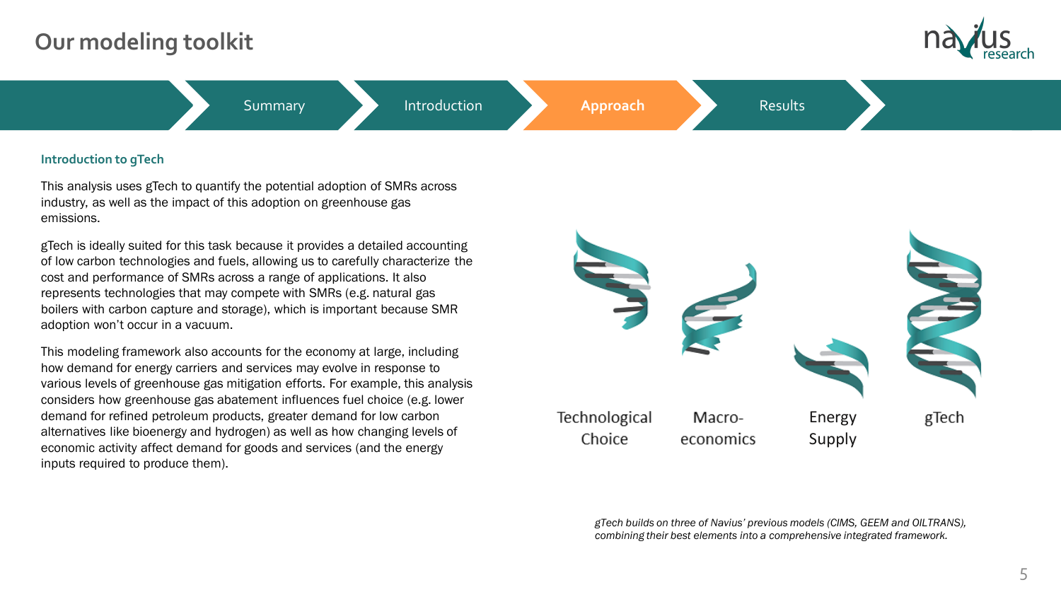# Our modeling toolkit

Summary | Introduction | **Approach** | Results

### Introduction to gTech

This analysis uses gTech to quantify the potential adoption of SMRs across industry, as well as the impact of this adoption on greenhouse gas emissions.

gTech is ideally suited for this task because it provides a detailed accounting of low carbon technologies and fuels, allowing us to carefully characterize the cost and performance of SMRs across a range of applications. It also represents technologies that may compete with SMRs (e.g. natural gas boilers with carbon capture and storage), which is important because SMR adoption won't occur in a vacuum.

This modeling framework also accounts for the economy at large, including how demand for energy carriers and services may evolve in response to various levels of greenhouse gas mitigation efforts. For example, this analysis considers how greenhouse gas abatement influences fuel choice (e.g. lower demand for refined petroleum products, greater demand for low carbon alternatives like bioenergy and hydrogen) as well as how changing levels of economic activity affect demand for goods and services (and the energy inputs required to produce them).

Technological Choice | Macro-economics | Energy Supply | gTech

*gTech builds on three of Navius' previous models (CIMS, GEEM and OILTRANS), combining their best elements into a comprehensive integrated framework.*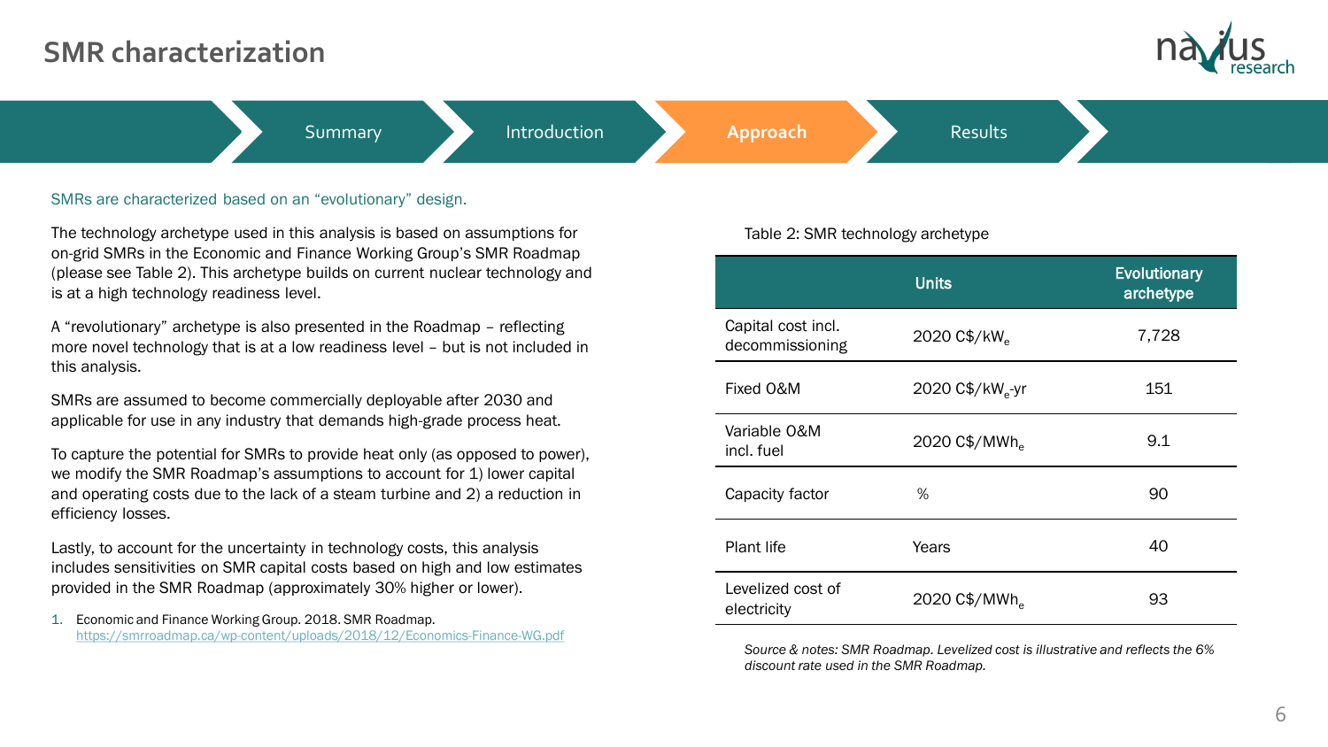# SMR characterization

SMRs are characterized based on an "evolutionary" design.

The technology archetype used in this analysis is based on assumptions for on-grid SMRs in the Economic and Finance Working Group's SMR Roadmap (please see Table 2). This archetype builds on current nuclear technology and is at a high technology readiness level.

A "revolutionary" archetype is also presented in the Roadmap – reflecting more novel technology that is at a low readiness level – but is not included in this analysis.

SMRs are assumed to become commercially deployable after 2030 and applicable for use in any industry that demands high-grade process heat.

To capture the potential for SMRs to provide heat only (as opposed to power), we modify the SMR Roadmap's assumptions to account for 1) lower capital and operating costs due to the lack of a steam turbine and 2) a reduction in efficiency losses.

Lastly, to account for the uncertainty in technology costs, this analysis includes sensitivities on SMR capital costs based on high and low estimates provided in the SMR Roadmap (approximately 30% higher or lower).

1. Economic and Finance Working Group. 2018. SMR Roadmap. https://smrroadmap.ca/wp-content/uploads/2018/12/Economics-Finance-WG.pdf

Table 2: SMR technology archetype

| | Units | Evolutionary archetype |
|---|---|---|
| Capital cost incl. decommissioning | 2020 C$/kW$_e$ | 7,728 |
| Fixed O&M | 2020 C$/kW$_e$-yr | 151 |
| Variable O&M incl. fuel | 2020 C$/MWh$_e$ | 9.1 |
| Capacity factor | % | 90 |
| Plant life | Years | 40 |
| Levelized cost of electricity | 2020 C$/MWh$_e$ | 93 |

*Source & notes: SMR Roadmap. Levelized cost is illustrative and reflects the 6% discount rate used in the SMR Roadmap.*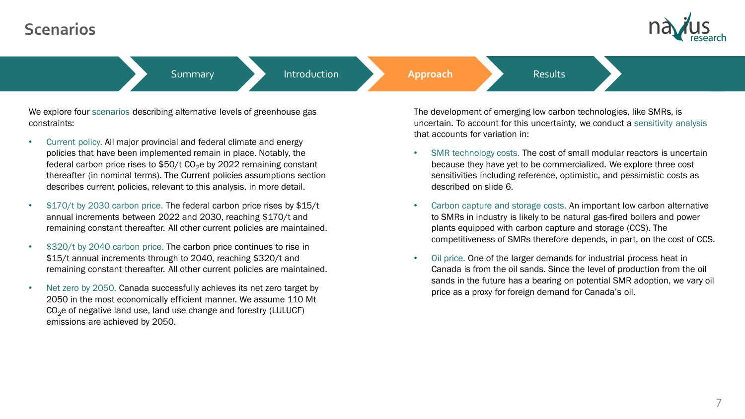# Scenarios

Summary | Introduction | **Approach** | Results

We explore four scenarios describing alternative levels of greenhouse gas constraints:

- Current policy. All major provincial and federal climate and energy policies that have been implemented remain in place. Notably, the federal carbon price rises to $50/t $CO_2$e by 2022 remaining constant thereafter (in nominal terms). The Current policies assumptions section describes current policies, relevant to this analysis, in more detail.
- $170/t by 2030 carbon price. The federal carbon price rises by $15/t annual increments between 2022 and 2030, reaching $170/t and remaining constant thereafter. All other current policies are maintained.
- $320/t by 2040 carbon price. The carbon price continues to rise in $15/t annual increments through to 2040, reaching $320/t and remaining constant thereafter. All other current policies are maintained.
- Net zero by 2050. Canada successfully achieves its net zero target by 2050 in the most economically efficient manner. We assume 110 Mt $CO_2$e of negative land use, land use change and forestry (LULUCF) emissions are achieved by 2050.

The development of emerging low carbon technologies, like SMRs, is uncertain. To account for this uncertainty, we conduct a sensitivity analysis that accounts for variation in:

- SMR technology costs. The cost of small modular reactors is uncertain because they have yet to be commercialized. We explore three cost sensitivities including reference, optimistic, and pessimistic costs as described on slide 6.
- Carbon capture and storage costs. An important low carbon alternative to SMRs in industry is likely to be natural gas-fired boilers and power plants equipped with carbon capture and storage (CCS). The competitiveness of SMRs therefore depends, in part, on the cost of CCS.
- Oil price. One of the larger demands for industrial process heat in Canada is from the oil sands. Since the level of production from the oil sands in the future has a bearing on potential SMR adoption, we vary oil price as a proxy for foreign demand for Canada's oil.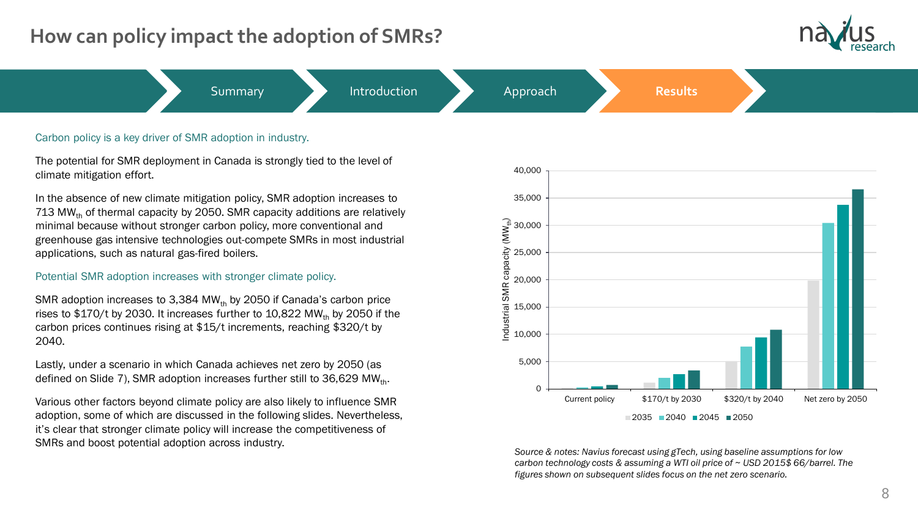# How can policy impact the adoption of SMRs?

Summary | Introduction | Approach | **Results**

Carbon policy is a key driver of SMR adoption in industry.

The potential for SMR deployment in Canada is strongly tied to the level of climate mitigation effort.

In the absence of new climate mitigation policy, SMR adoption increases to 713 $MW_{th}$ of thermal capacity by 2050. SMR capacity additions are relatively minimal because without stronger carbon policy, more conventional and greenhouse gas intensive technologies out-compete SMRs in most industrial applications, such as natural gas-fired boilers.

Potential SMR adoption increases with stronger climate policy.

SMR adoption increases to 3,384 $MW_{th}$ by 2050 if Canada's carbon price rises to $170/t by 2030. It increases further to 10,822 $MW_{th}$ by 2050 if the carbon prices continues rising at $15/t increments, reaching $320/t by 2040.

Lastly, under a scenario in which Canada achieves net zero by 2050 (as defined on Slide 7), SMR adoption increases further still to 36,629 $MW_{th}$.

Various other factors beyond climate policy are also likely to influence SMR adoption, some of which are discussed in the following slides. Nevertheless, it's clear that stronger climate policy will increase the competitiveness of SMRs and boost potential adoption across industry.

*Source & notes: Navius forecast using gTech, using baseline assumptions for low carbon technology costs & assuming a WTI oil price of ~ USD 2015$ 66/barrel. The figures shown on subsequent slides focus on the net zero scenario.*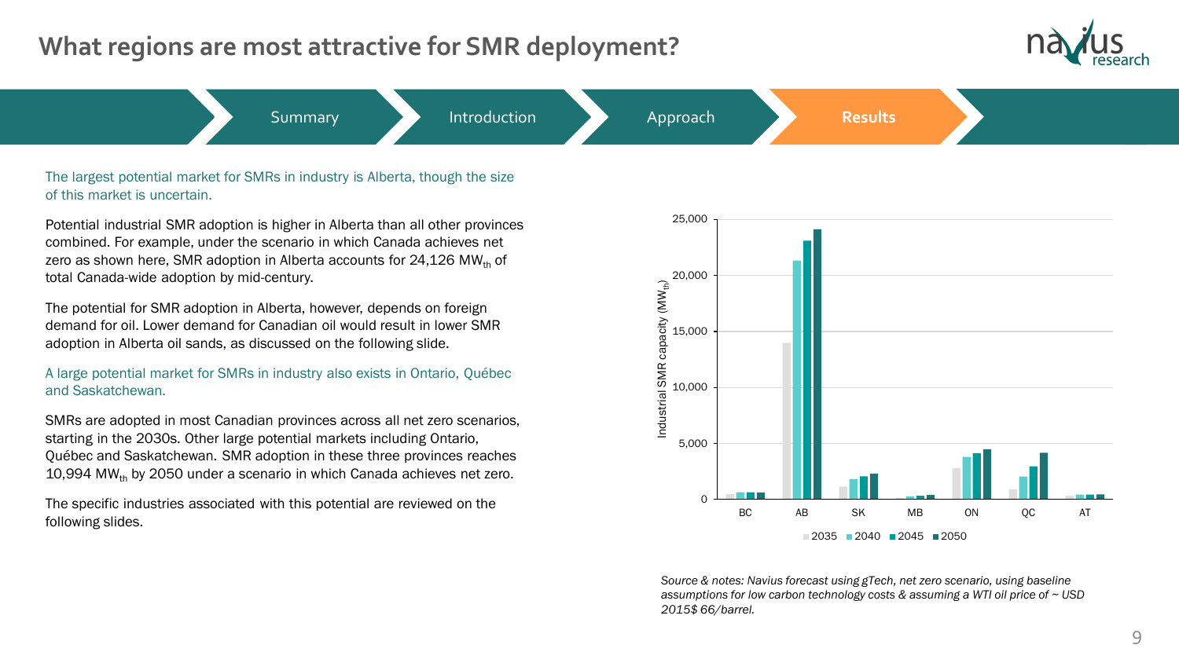# What regions are most attractive for SMR deployment?

Summary | Introduction | Approach | **Results**

The largest potential market for SMRs in industry is Alberta, though the size of this market is uncertain.

Potential industrial SMR adoption is higher in Alberta than all other provinces combined. For example, under the scenario in which Canada achieves net zero as shown here, SMR adoption in Alberta accounts for 24,126 $MW_{th}$ of total Canada-wide adoption by mid-century.

The potential for SMR adoption in Alberta, however, depends on foreign demand for oil. Lower demand for Canadian oil would result in lower SMR adoption in Alberta oil sands, as discussed on the following slide.

A large potential market for SMRs in industry also exists in Ontario, Québec and Saskatchewan.

SMRs are adopted in most Canadian provinces across all net zero scenarios, starting in the 2030s. Other large potential markets including Ontario, Québec and Saskatchewan. SMR adoption in these three provinces reaches 10,994 $MW_{th}$ by 2050 under a scenario in which Canada achieves net zero.

The specific industries associated with this potential are reviewed on the following slides.

*Source & notes: Navius forecast using gTech, net zero scenario, using baseline assumptions for low carbon technology costs & assuming a WTI oil price of ~ USD 2015$ 66/barrel.*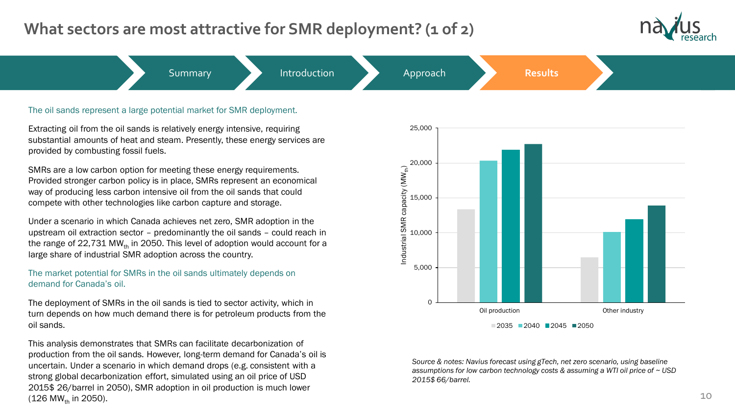# What sectors are most attractive for SMR deployment? (1 of 2)

Summary | Introduction | Approach | **Results**

The oil sands represent a large potential market for SMR deployment.

Extracting oil from the oil sands is relatively energy intensive, requiring substantial amounts of heat and steam. Presently, these energy services are provided by combusting fossil fuels.

SMRs are a low carbon option for meeting these energy requirements. Provided stronger carbon policy is in place, SMRs represent an economical way of producing less carbon intensive oil from the oil sands that could compete with other technologies like carbon capture and storage.

Under a scenario in which Canada achieves net zero, SMR adoption in the upstream oil extraction sector – predominantly the oil sands – could reach in the range of 22,731 $MW_{th}$ in 2050. This level of adoption would account for a large share of industrial SMR adoption across the country.

The market potential for SMRs in the oil sands ultimately depends on demand for Canada's oil.

The deployment of SMRs in the oil sands is tied to sector activity, which in turn depends on how much demand there is for petroleum products from the oil sands.

This analysis demonstrates that SMRs can facilitate decarbonization of production from the oil sands. However, long-term demand for Canada's oil is uncertain. Under a scenario in which demand drops (e.g. consistent with a strong global decarbonization effort, simulated using an oil price of USD 2015$ 26/barrel in 2050), SMR adoption in oil production is much lower (126 $MW_{th}$ in 2050).

Industrial SMR capacity ($MW_{th}$)

| | 2035 | 2040 | 2045 | 2050 |
|---|---|---|---|---|
| Oil production | ~13,300 | ~20,300 | ~21,900 | ~22,700 |
| Other industry | ~6,500 | ~10,100 | ~11,900 | ~13,900 |

*Source & notes: Navius forecast using gTech, net zero scenario, using baseline assumptions for low carbon technology costs & assuming a WTI oil price of ~ USD 2015$ 66/barrel.*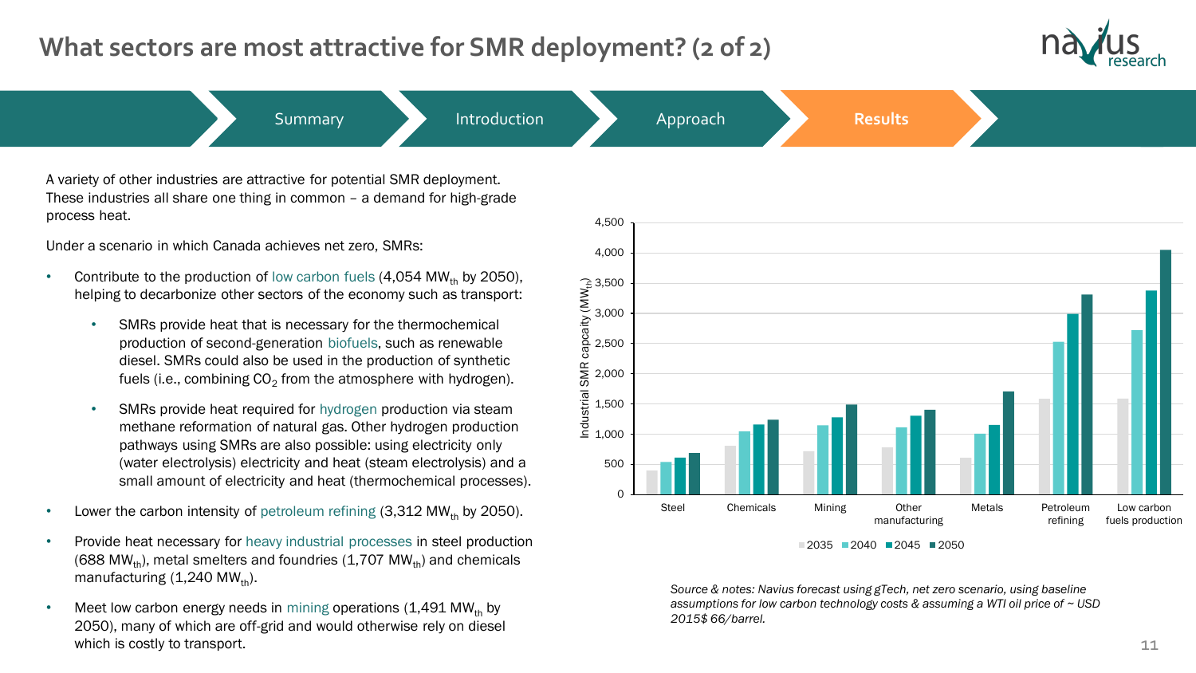# What sectors are most attractive for SMR deployment? (2 of 2)

Summary | Introduction | Approach | **Results**

A variety of other industries are attractive for potential SMR deployment. These industries all share one thing in common – a demand for high-grade process heat.

Under a scenario in which Canada achieves net zero, SMRs:

- Contribute to the production of low carbon fuels (4,054 $MW_{th}$ by 2050), helping to decarbonize other sectors of the economy such as transport:
    - SMRs provide heat that is necessary for the thermochemical production of second-generation biofuels, such as renewable diesel. SMRs could also be used in the production of synthetic fuels (i.e., combining $CO_2$ from the atmosphere with hydrogen).
    - SMRs provide heat required for hydrogen production via steam methane reformation of natural gas. Other hydrogen production pathways using SMRs are also possible: using electricity only (water electrolysis) electricity and heat (steam electrolysis) and a small amount of electricity and heat (thermochemical processes).
- Lower the carbon intensity of petroleum refining (3,312 $MW_{th}$ by 2050).
- Provide heat necessary for heavy industrial processes in steel production (688 $MW_{th}$), metal smelters and foundries (1,707 $MW_{th}$) and chemicals manufacturing (1,240 $MW_{th}$).
- Meet low carbon energy needs in mining operations (1,491 $MW_{th}$ by 2050), many of which are off-grid and would otherwise rely on diesel which is costly to transport.

*Chart: Industrial SMR capacity ($MW_{th}$) by sector — Steel, Chemicals, Mining, Other manufacturing, Metals, Petroleum refining, Low carbon fuels production — for 2035, 2040, 2045, 2050.*

*Source & notes: Navius forecast using gTech, net zero scenario, using baseline assumptions for low carbon technology costs & assuming a WTI oil price of ~ USD 2015$ 66/barrel.*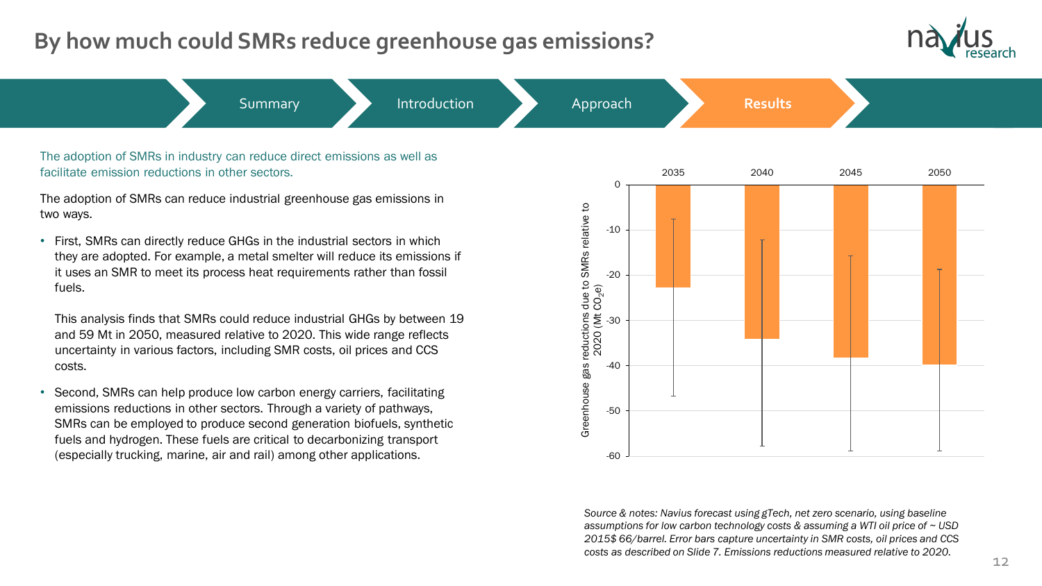# By how much could SMRs reduce greenhouse gas emissions?

Summary | Introduction | Approach | **Results**

The adoption of SMRs in industry can reduce direct emissions as well as facilitate emission reductions in other sectors.

The adoption of SMRs can reduce industrial greenhouse gas emissions in two ways.

- First, SMRs can directly reduce GHGs in the industrial sectors in which they are adopted. For example, a metal smelter will reduce its emissions if it uses an SMR to meet its process heat requirements rather than fossil fuels.

  This analysis finds that SMRs could reduce industrial GHGs by between 19 and 59 Mt in 2050, measured relative to 2020. This wide range reflects uncertainty in various factors, including SMR costs, oil prices and CCS costs.

- Second, SMRs can help produce low carbon energy carriers, facilitating emissions reductions in other sectors. Through a variety of pathways, SMRs can be employed to produce second generation biofuels, synthetic fuels and hydrogen. These fuels are critical to decarbonizing transport (especially trucking, marine, air and rail) among other applications.

Greenhouse gas reductions due to SMRs relative to 2020 (Mt $CO_2e$)

| Year | 2035 | 2040 | 2045 | 2050 |
| --- | --- | --- | --- | --- |

*Source & notes: Navius forecast using gTech, net zero scenario, using baseline assumptions for low carbon technology costs & assuming a WTI oil price of ~ USD 2015$ 66/barrel. Error bars capture uncertainty in SMR costs, oil prices and CCS costs as described on Slide 7. Emissions reductions measured relative to 2020.*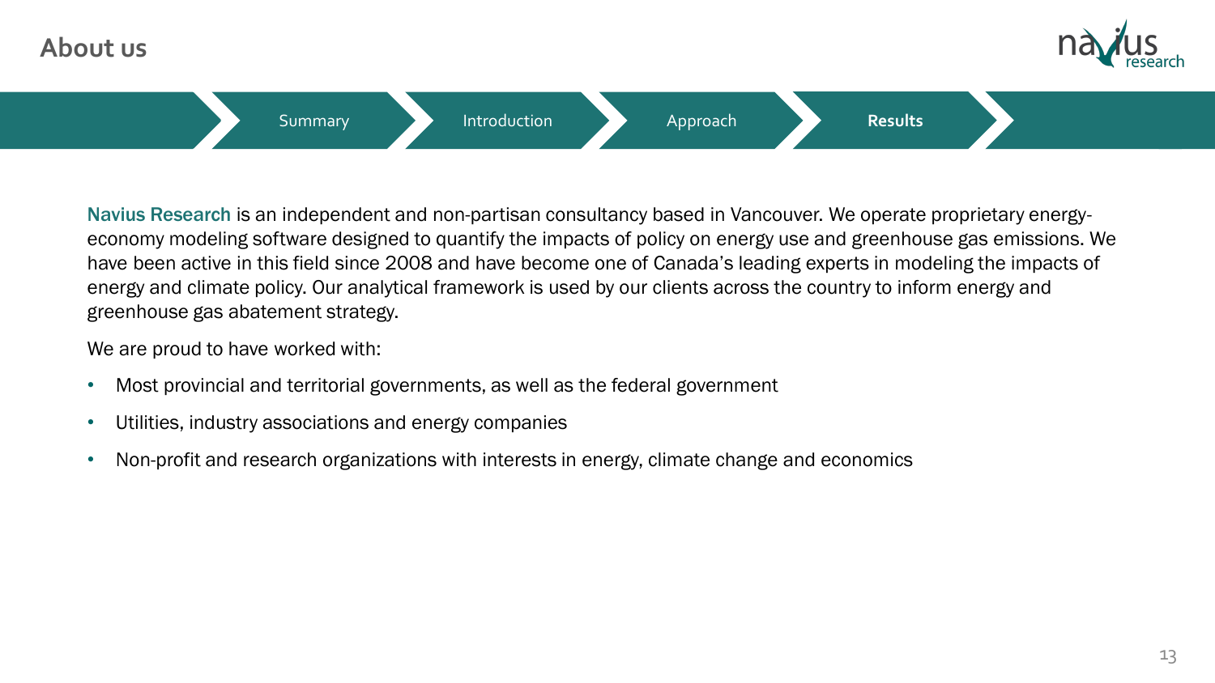# About us

Summary | Introduction | Approach | **Results**

Navius Research is an independent and non-partisan consultancy based in Vancouver. We operate proprietary energy-economy modeling software designed to quantify the impacts of policy on energy use and greenhouse gas emissions. We have been active in this field since 2008 and have become one of Canada's leading experts in modeling the impacts of energy and climate policy. Our analytical framework is used by our clients across the country to inform energy and greenhouse gas abatement strategy.

We are proud to have worked with:

- Most provincial and territorial governments, as well as the federal government
- Utilities, industry associations and energy companies
- Non-profit and research organizations with interests in energy, climate change and economics